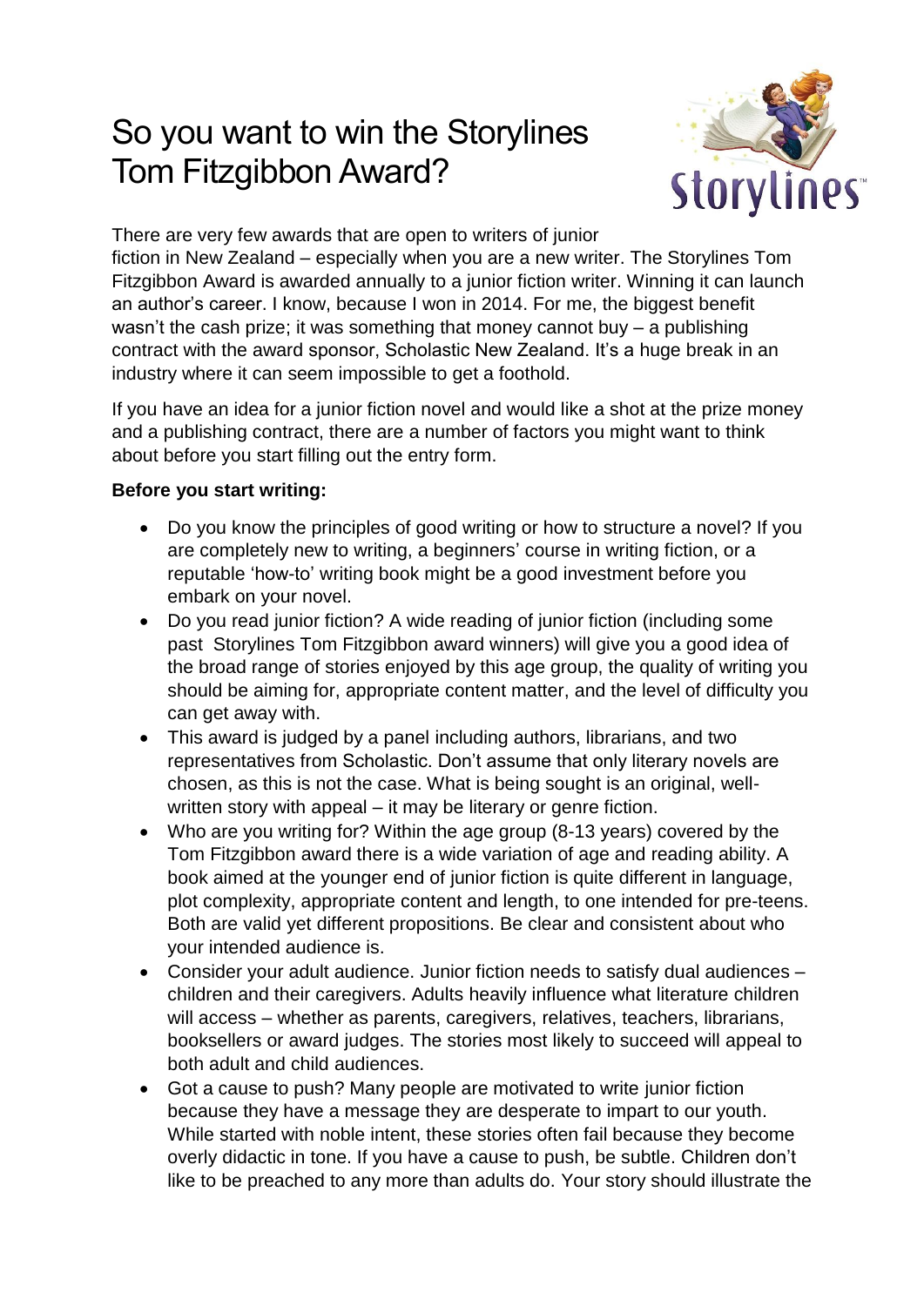# So you want to win the Storylines Tom Fitzgibbon Award?

There are very few awards that are open to writers of junior fiction in New Zealand – especially when you are a new writer. The Storylines Tom Fitzgibbon Award is awarded annually to a junior fiction writer. Winning it can launch an author's career. I know, because I won in 2014. For me, the biggest benefit wasn't the cash prize; it was something that money cannot buy – a publishing contract with the award sponsor, Scholastic New Zealand. It's a huge break in an industry where it can seem impossible to get a foothold.

If you have an idea for a junior fiction novel and would like a shot at the prize money and a publishing contract, there are a number of factors you might want to think about before you start filling out the entry form.

**Before you start writing:**

- Do you know the principles of good writing or how to structure a novel? If you are completely new to writing, a beginners' course in writing fiction, or a reputable 'how-to' writing book might be a good investment before you embark on your novel.
- Do you read junior fiction? A wide reading of junior fiction (including some past Storylines Tom Fitzgibbon award winners) will give you a good idea of the broad range of stories enjoyed by this age group, the quality of writing you should be aiming for, appropriate content matter, and the level of difficulty you can get away with.
- This award is judged by a panel including authors, librarians, and two representatives from Scholastic. Don't assume that only literary novels are chosen, as this is not the case. What is being sought is an original, well-written story with appeal – it may be literary or genre fiction.
- Who are you writing for? Within the age group (8-13 years) covered by the Tom Fitzgibbon award there is a wide variation of age and reading ability. A book aimed at the younger end of junior fiction is quite different in language, plot complexity, appropriate content and length, to one intended for pre-teens. Both are valid yet different propositions. Be clear and consistent about who your intended audience is.
- Consider your adult audience. Junior fiction needs to satisfy dual audiences – children and their caregivers. Adults heavily influence what literature children will access – whether as parents, caregivers, relatives, teachers, librarians, booksellers or award judges. The stories most likely to succeed will appeal to both adult and child audiences.
- Got a cause to push? Many people are motivated to write junior fiction because they have a message they are desperate to impart to our youth. While started with noble intent, these stories often fail because they become overly didactic in tone. If you have a cause to push, be subtle. Children don't like to be preached to any more than adults do. Your story should illustrate the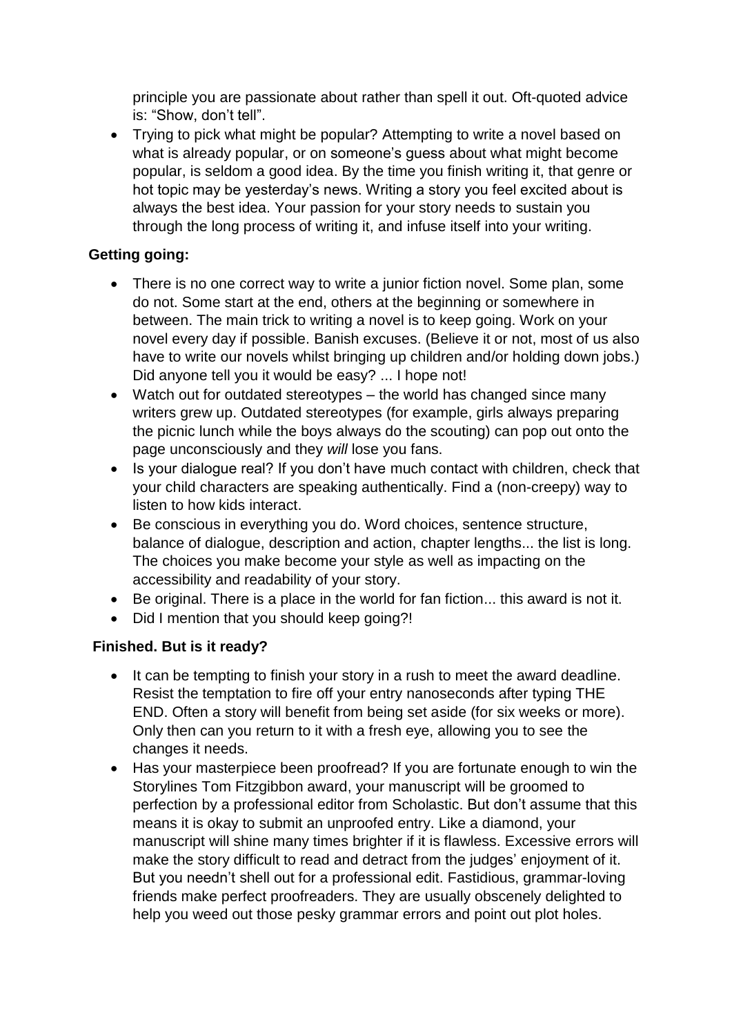principle you are passionate about rather than spell it out. Oft-quoted advice is: “Show, don’t tell”.

- Trying to pick what might be popular? Attempting to write a novel based on what is already popular, or on someone’s guess about what might become popular, is seldom a good idea. By the time you finish writing it, that genre or hot topic may be yesterday’s news. Writing a story you feel excited about is always the best idea. Your passion for your story needs to sustain you through the long process of writing it, and infuse itself into your writing.

**Getting going:**

- There is no one correct way to write a junior fiction novel. Some plan, some do not. Some start at the end, others at the beginning or somewhere in between. The main trick to writing a novel is to keep going. Work on your novel every day if possible. Banish excuses. (Believe it or not, most of us also have to write our novels whilst bringing up children and/or holding down jobs.) Did anyone tell you it would be easy? ... I hope not!
- Watch out for outdated stereotypes – the world has changed since many writers grew up. Outdated stereotypes (for example, girls always preparing the picnic lunch while the boys always do the scouting) can pop out onto the page unconsciously and they *will* lose you fans.
- Is your dialogue real? If you don’t have much contact with children, check that your child characters are speaking authentically. Find a (non-creepy) way to listen to how kids interact.
- Be conscious in everything you do. Word choices, sentence structure, balance of dialogue, description and action, chapter lengths... the list is long. The choices you make become your style as well as impacting on the accessibility and readability of your story.
- Be original. There is a place in the world for fan fiction... this award is not it.
- Did I mention that you should keep going?!

**Finished. But is it ready?**

- It can be tempting to finish your story in a rush to meet the award deadline. Resist the temptation to fire off your entry nanoseconds after typing THE END. Often a story will benefit from being set aside (for six weeks or more). Only then can you return to it with a fresh eye, allowing you to see the changes it needs.
- Has your masterpiece been proofread? If you are fortunate enough to win the Storylines Tom Fitzgibbon award, your manuscript will be groomed to perfection by a professional editor from Scholastic. But don’t assume that this means it is okay to submit an unproofed entry. Like a diamond, your manuscript will shine many times brighter if it is flawless. Excessive errors will make the story difficult to read and detract from the judges’ enjoyment of it. But you needn’t shell out for a professional edit. Fastidious, grammar-loving friends make perfect proofreaders. They are usually obscenely delighted to help you weed out those pesky grammar errors and point out plot holes.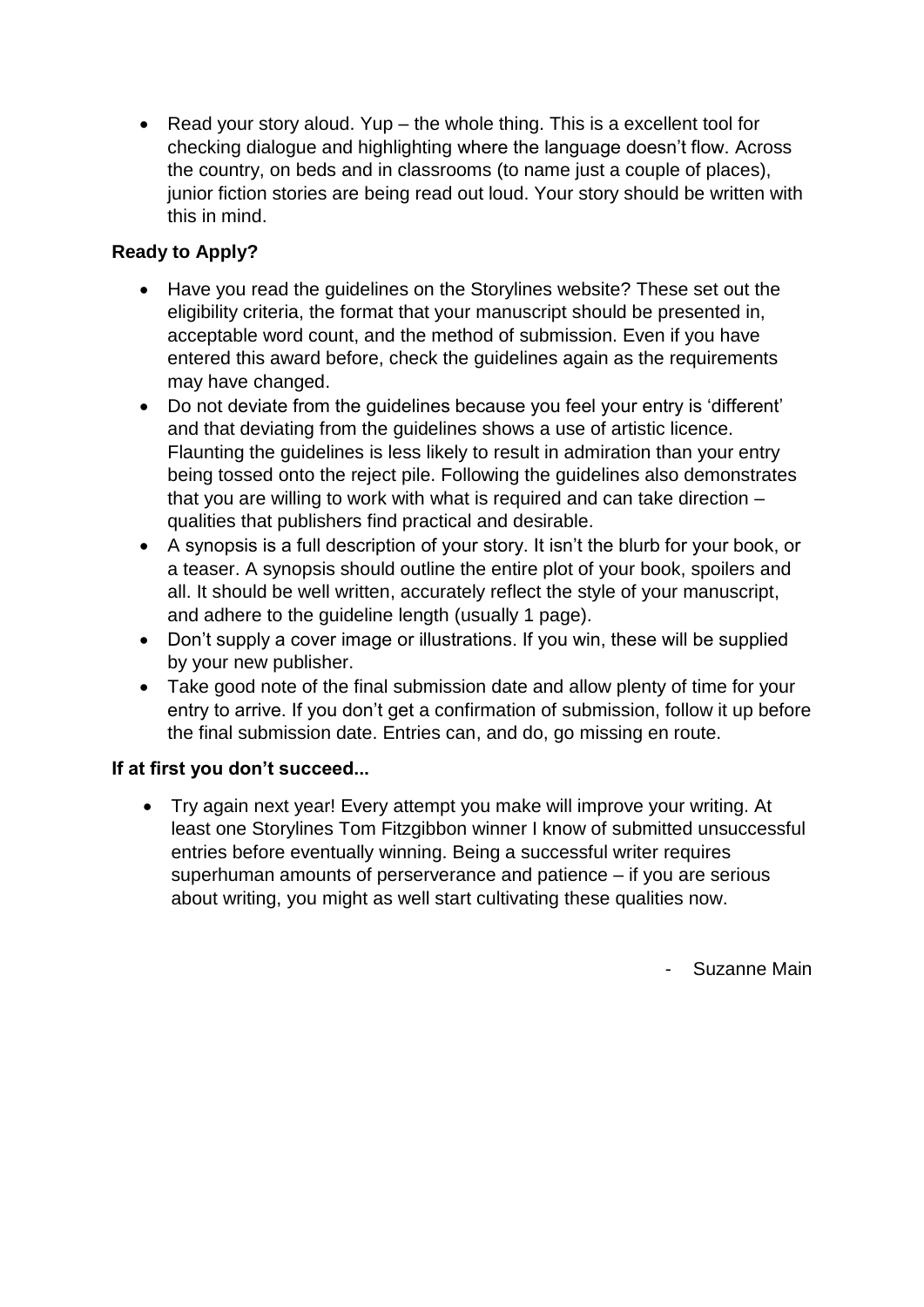- Read your story aloud. Yup – the whole thing. This is a excellent tool for checking dialogue and highlighting where the language doesn't flow. Across the country, on beds and in classrooms (to name just a couple of places), junior fiction stories are being read out loud. Your story should be written with this in mind.

**Ready to Apply?**

- Have you read the guidelines on the Storylines website? These set out the eligibility criteria, the format that your manuscript should be presented in, acceptable word count, and the method of submission. Even if you have entered this award before, check the guidelines again as the requirements may have changed.
- Do not deviate from the guidelines because you feel your entry is 'different' and that deviating from the guidelines shows a use of artistic licence. Flaunting the guidelines is less likely to result in admiration than your entry being tossed onto the reject pile. Following the guidelines also demonstrates that you are willing to work with what is required and can take direction – qualities that publishers find practical and desirable.
- A synopsis is a full description of your story. It isn't the blurb for your book, or a teaser. A synopsis should outline the entire plot of your book, spoilers and all. It should be well written, accurately reflect the style of your manuscript, and adhere to the guideline length (usually 1 page).
- Don't supply a cover image or illustrations. If you win, these will be supplied by your new publisher.
- Take good note of the final submission date and allow plenty of time for your entry to arrive. If you don't get a confirmation of submission, follow it up before the final submission date. Entries can, and do, go missing en route.

**If at first you don't succeed...**

- Try again next year! Every attempt you make will improve your writing. At least one Storylines Tom Fitzgibbon winner I know of submitted unsuccessful entries before eventually winning. Being a successful writer requires superhuman amounts of perserverance and patience – if you are serious about writing, you might as well start cultivating these qualities now.

\- Suzanne Main